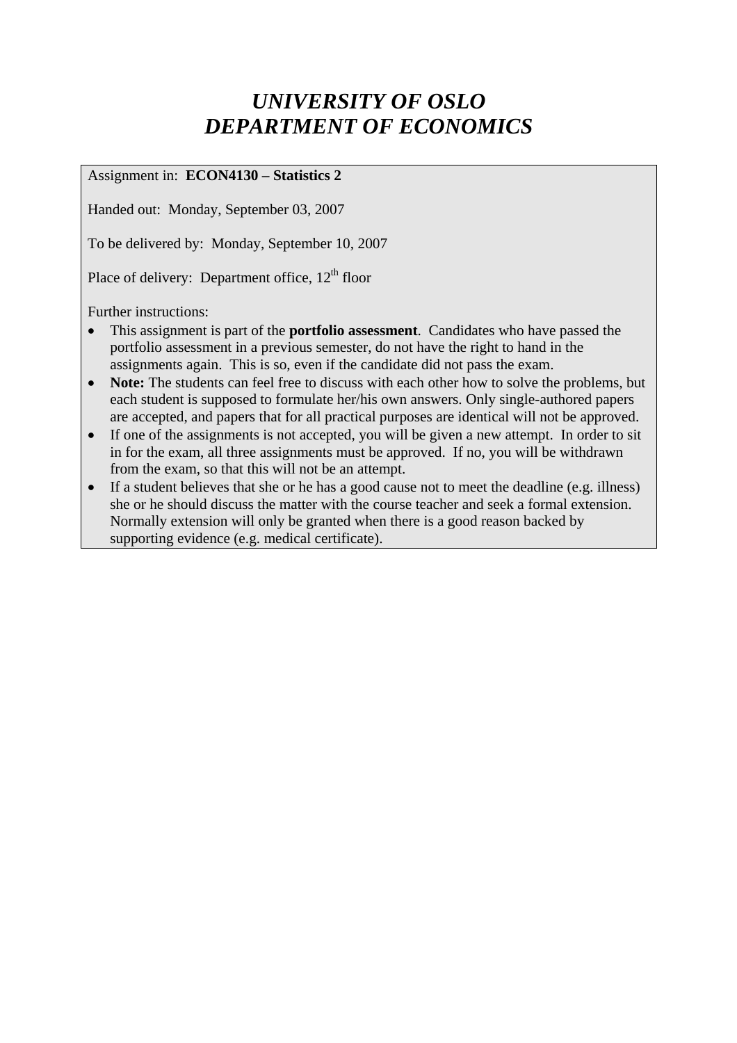# *UNIVERSITY OF OSLO*
# *DEPARTMENT OF ECONOMICS*

Assignment in: **ECON4130 – Statistics 2**

Handed out: Monday, September 03, 2007

To be delivered by: Monday, September 10, 2007

Place of delivery: Department office, 12th floor

Further instructions:

- This assignment is part of the **portfolio assessment**. Candidates who have passed the portfolio assessment in a previous semester, do not have the right to hand in the assignments again. This is so, even if the candidate did not pass the exam.
- **Note:** The students can feel free to discuss with each other how to solve the problems, but each student is supposed to formulate her/his own answers. Only single-authored papers are accepted, and papers that for all practical purposes are identical will not be approved.
- If one of the assignments is not accepted, you will be given a new attempt. In order to sit in for the exam, all three assignments must be approved. If no, you will be withdrawn from the exam, so that this will not be an attempt.
- If a student believes that she or he has a good cause not to meet the deadline (e.g. illness) she or he should discuss the matter with the course teacher and seek a formal extension. Normally extension will only be granted when there is a good reason backed by supporting evidence (e.g. medical certificate).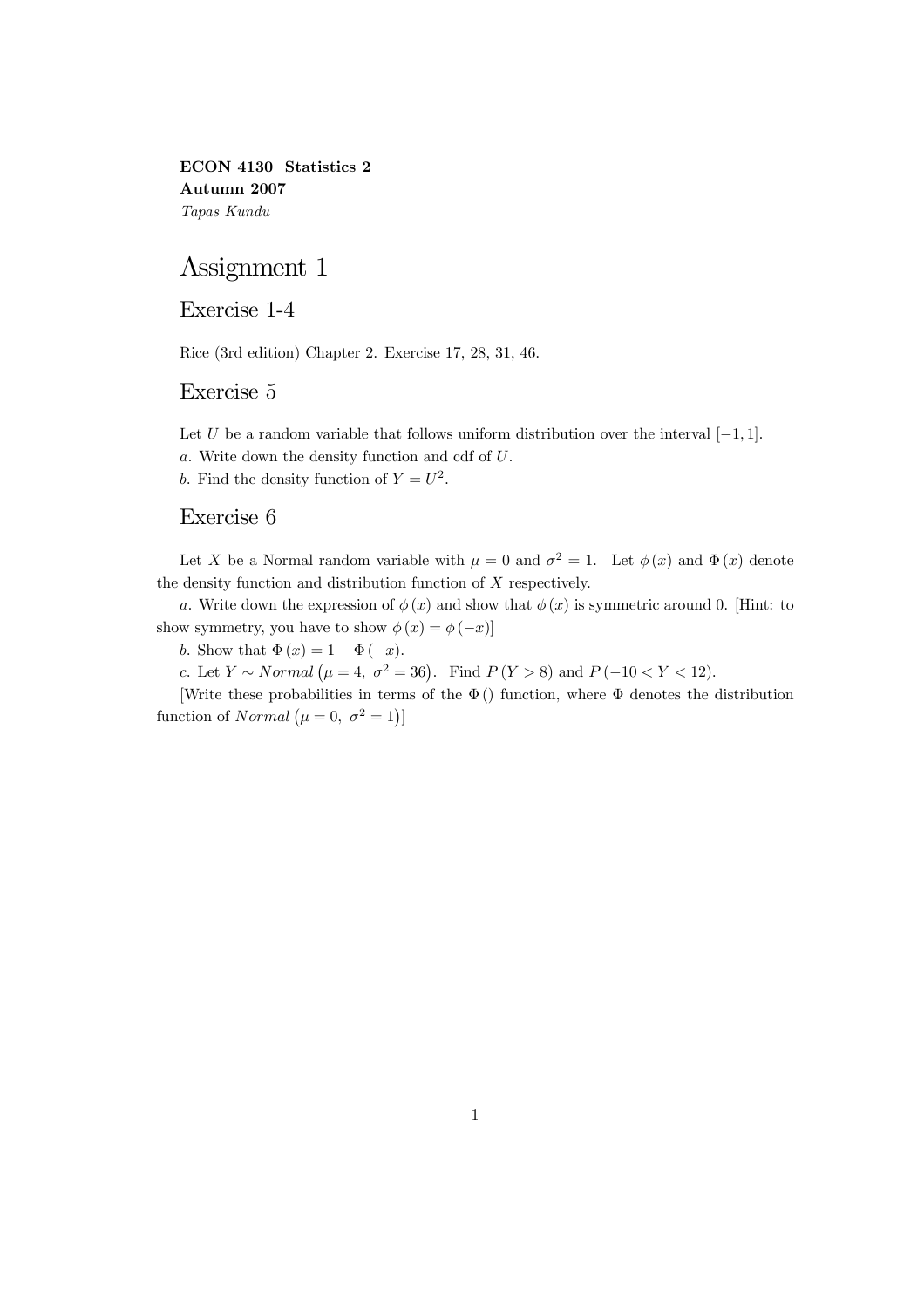**ECON 4130 Statistics 2**
**Autumn 2007**
*Tapas Kundu*

# Assignment 1

## Exercise 1-4

Rice (3rd edition) Chapter 2. Exercise 17, 28, 31, 46.

## Exercise 5

Let $U$ be a random variable that follows uniform distribution over the interval $[-1, 1]$.
*a.* Write down the density function and cdf of $U$.
*b.* Find the density function of $Y = U^2$.

## Exercise 6

Let $X$ be a Normal random variable with $\mu = 0$ and $\sigma^2 = 1$. Let $\phi(x)$ and $\Phi(x)$ denote the density function and distribution function of $X$ respectively.

*a.* Write down the expression of $\phi(x)$ and show that $\phi(x)$ is symmetric around 0. [Hint: to show symmetry, you have to show $\phi(x) = \phi(-x)$]

*b.* Show that $\Phi(x) = 1 - \Phi(-x)$.

*c.* Let $Y \sim Normal\left(\mu = 4,\ \sigma^2 = 36\right)$. Find $P(Y > 8)$ and $P(-10 < Y < 12)$.

[Write these probabilities in terms of the $\Phi()$ function, where $\Phi$ denotes the distribution function of $Normal\left(\mu = 0,\ \sigma^2 = 1\right)$]